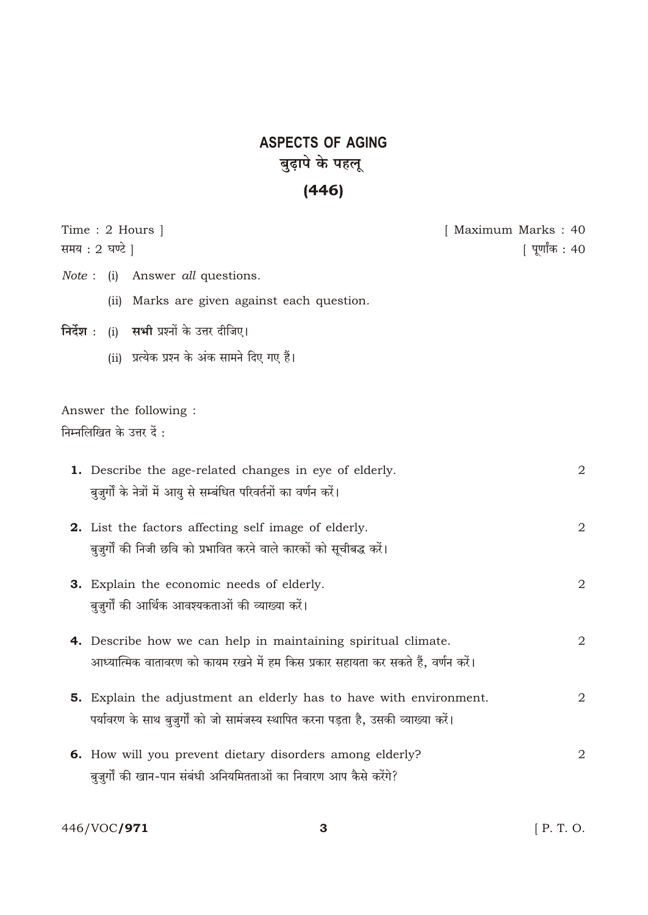# ASPECTS OF AGING

## बुढ़ापे के पहलू

## (446)

Time : 2 Hours ] [ Maximum Marks : 40

समय : 2 घण्टे ] [ पूर्णांक : 40

*Note* : (i) Answer *all* questions.

(ii) Marks are given against each question.

**निर्देश** : (i) **सभी** प्रश्नों के उत्तर दीजिए।

(ii) प्रत्येक प्रश्न के अंक सामने दिए गए हैं।

Answer the following :

निम्नलिखित के उत्तर दें :

**1.** Describe the age-related changes in eye of elderly. 2

बुजुर्गों के नेत्रों में आयु से सम्बंधित परिवर्तनों का वर्णन करें।

**2.** List the factors affecting self image of elderly. 2

बुजुर्गों की निजी छवि को प्रभावित करने वाले कारकों को सूचीबद्ध करें।

**3.** Explain the economic needs of elderly. 2

बुजुर्गों की आर्थिक आवश्यकताओं की व्याख्या करें।

**4.** Describe how we can help in maintaining spiritual climate. 2

आध्यात्मिक वातावरण को कायम रखने में हम किस प्रकार सहायता कर सकते हैं, वर्णन करें।

**5.** Explain the adjustment an elderly has to have with environment. 2

पर्यावरण के साथ बुजुर्गों को जो सामंजस्य स्थापित करना पड़ता है, उसकी व्याख्या करें।

**6.** How will you prevent dietary disorders among elderly? 2

बुजुर्गों की खान-पान संबंधी अनियमितताओं का निवारण आप कैसे करेंगे?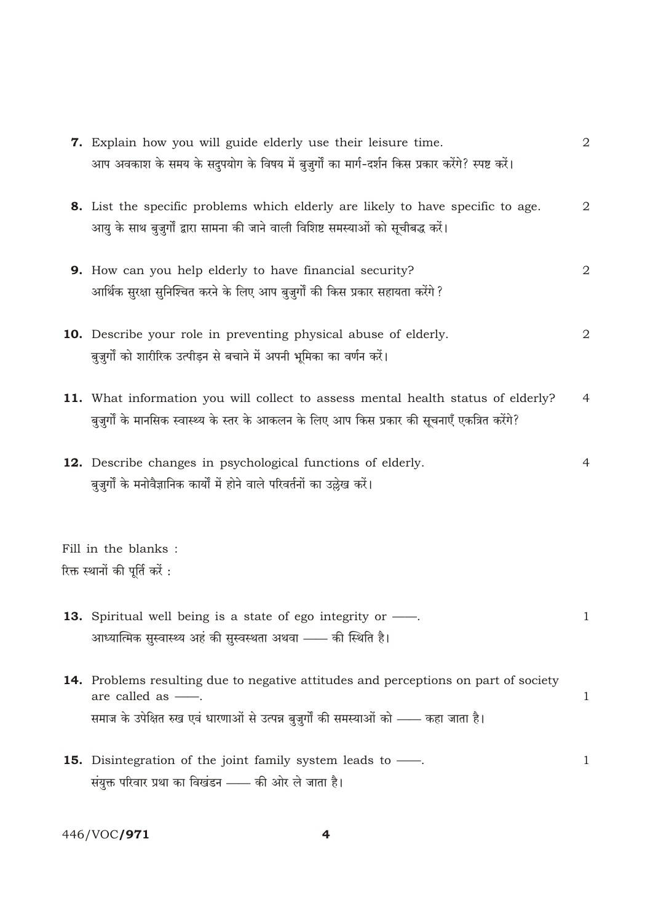**7.** Explain how you will guide elderly use their leisure time. 2

आप अवकाश के समय के सदुपयोग के विषय में बुजुर्गों का मार्ग-दर्शन किस प्रकार करेंगे? स्पष्ट करें।

**8.** List the specific problems which elderly are likely to have specific to age. 2

आयु के साथ बुजुर्गों द्वारा सामना की जाने वाली विशिष्ट समस्याओं को सूचीबद्ध करें।

**9.** How can you help elderly to have financial security? 2

आर्थिक सुरक्षा सुनिश्चित करने के लिए आप बुजुर्गों की किस प्रकार सहायता करेंगे?

**10.** Describe your role in preventing physical abuse of elderly. 2

बुजुर्गों को शारीरिक उत्पीड़न से बचाने में अपनी भूमिका का वर्णन करें।

**11.** What information you will collect to assess mental health status of elderly? 4

बुजुर्गों के मानसिक स्वास्थ्य के स्तर के आकलन के लिए आप किस प्रकार की सूचनाएँ एकत्रित करेंगे?

**12.** Describe changes in psychological functions of elderly. 4

बुजुर्गों के मनोवैज्ञानिक कार्यों में होने वाले परिवर्तनों का उल्लेख करें।

Fill in the blanks :

रिक्त स्थानों की पूर्ति करें :

**13.** Spiritual well being is a state of ego integrity or ——. 1

आध्यात्मिक सुस्वास्थ्य अहं की सुस्वस्थता अथवा —— की स्थिति है।

**14.** Problems resulting due to negative attitudes and perceptions on part of society are called as ——. 1

समाज के उपेक्षित रुख एवं धारणाओं से उत्पन्न बुजुर्गों की समस्याओं को —— कहा जाता है।

**15.** Disintegration of the joint family system leads to ——. 1

संयुक्त परिवार प्रथा का विखंडन —— की ओर ले जाता है।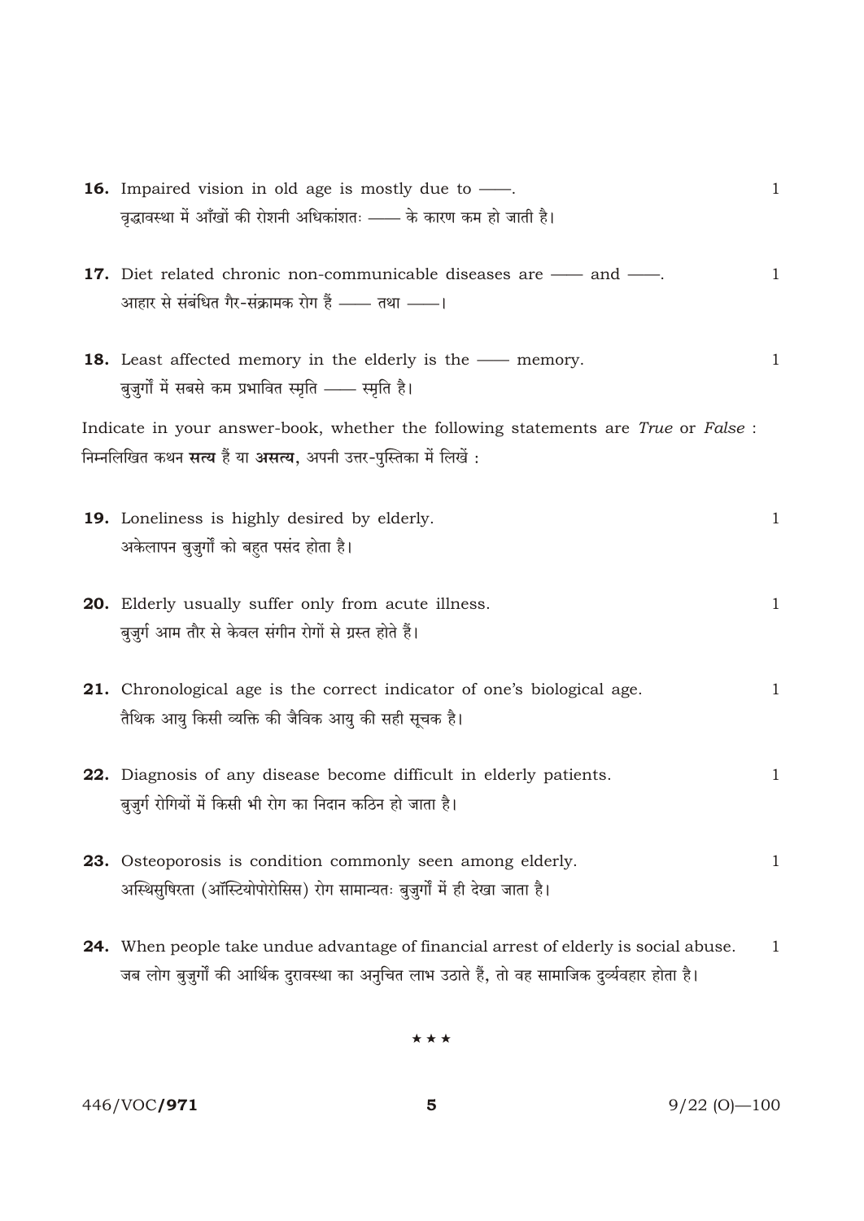**16.** Impaired vision in old age is mostly due to ——. 1

वृद्धावस्था में आँखों की रोशनी अधिकांशतः —— के कारण कम हो जाती है।

**17.** Diet related chronic non-communicable diseases are —— and ——. 1

आहार से संबंधित गैर-संक्रामक रोग हैं —— तथा ——।

**18.** Least affected memory in the elderly is the —— memory. 1

बुजुर्गों में सबसे कम प्रभावित स्मृति —— स्मृति है।

Indicate in your answer-book, whether the following statements are *True* or *False* :

निम्नलिखित कथन **सत्य** हैं या **असत्य**, अपनी उत्तर-पुस्तिका में लिखें :

**19.** Loneliness is highly desired by elderly. 1

अकेलापन बुजुर्गों को बहुत पसंद होता है।

**20.** Elderly usually suffer only from acute illness. 1

बुजुर्ग आम तौर से केवल संगीन रोगों से ग्रस्त होते हैं।

**21.** Chronological age is the correct indicator of one's biological age. 1

तैथिक आयु किसी व्यक्ति की जैविक आयु की सही सूचक है।

**22.** Diagnosis of any disease become difficult in elderly patients. 1

बुजुर्ग रोगियों में किसी भी रोग का निदान कठिन हो जाता है।

**23.** Osteoporosis is condition commonly seen among elderly. 1

अस्थिसुषिरता (ऑस्टियोपोरोसिस) रोग सामान्यतः बुजुर्गों में ही देखा जाता है।

**24.** When people take undue advantage of financial arrest of elderly is social abuse. 1

जब लोग बुजुर्गों की आर्थिक दुरावस्था का अनुचित लाभ उठाते हैं, तो वह सामाजिक दुर्व्यवहार होता है।

★ ★ ★

446/VOC/**971** 9/22 (O)—100